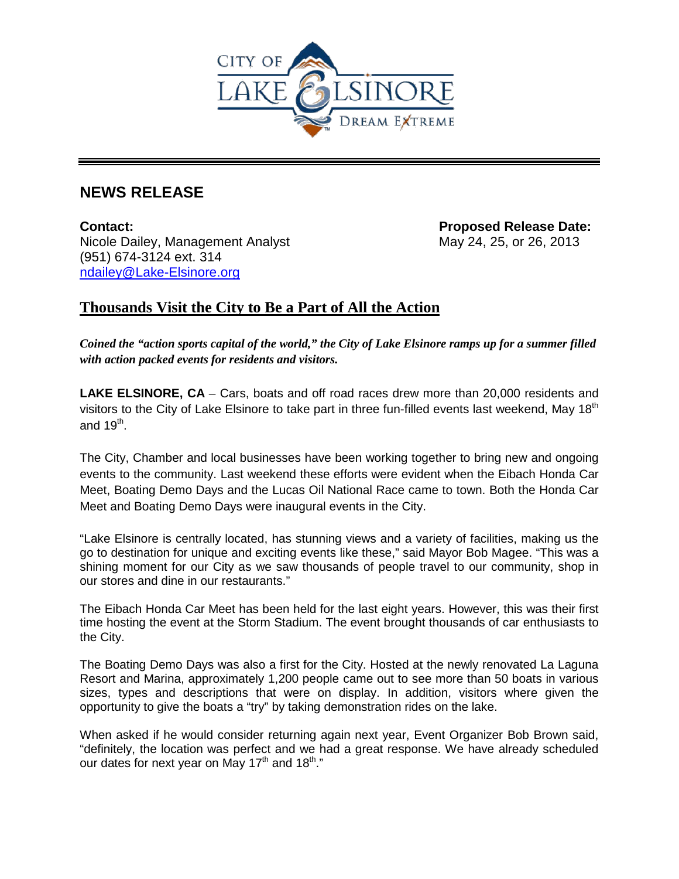CITY OF LAKE ELSINORE
DREAM EXTREME

## NEWS RELEASE

**Contact:**
Nicole Dailey, Management Analyst
(951) 674-3124 ext. 314
ndailey@Lake-Elsinore.org

**Proposed Release Date:**
May 24, 25, or 26, 2013

# Thousands Visit the City to Be a Part of All the Action

***Coined the "action sports capital of the world," the City of Lake Elsinore ramps up for a summer filled with action packed events for residents and visitors.***

**LAKE ELSINORE, CA** – Cars, boats and off road races drew more than 20,000 residents and visitors to the City of Lake Elsinore to take part in three fun-filled events last weekend, May 18th and 19th.

The City, Chamber and local businesses have been working together to bring new and ongoing events to the community. Last weekend these efforts were evident when the Eibach Honda Car Meet, Boating Demo Days and the Lucas Oil National Race came to town. Both the Honda Car Meet and Boating Demo Days were inaugural events in the City.

"Lake Elsinore is centrally located, has stunning views and a variety of facilities, making us the go to destination for unique and exciting events like these," said Mayor Bob Magee. "This was a shining moment for our City as we saw thousands of people travel to our community, shop in our stores and dine in our restaurants."

The Eibach Honda Car Meet has been held for the last eight years. However, this was their first time hosting the event at the Storm Stadium. The event brought thousands of car enthusiasts to the City.

The Boating Demo Days was also a first for the City. Hosted at the newly renovated La Laguna Resort and Marina, approximately 1,200 people came out to see more than 50 boats in various sizes, types and descriptions that were on display. In addition, visitors where given the opportunity to give the boats a "try" by taking demonstration rides on the lake.

When asked if he would consider returning again next year, Event Organizer Bob Brown said, "definitely, the location was perfect and we had a great response. We have already scheduled our dates for next year on May 17th and 18th."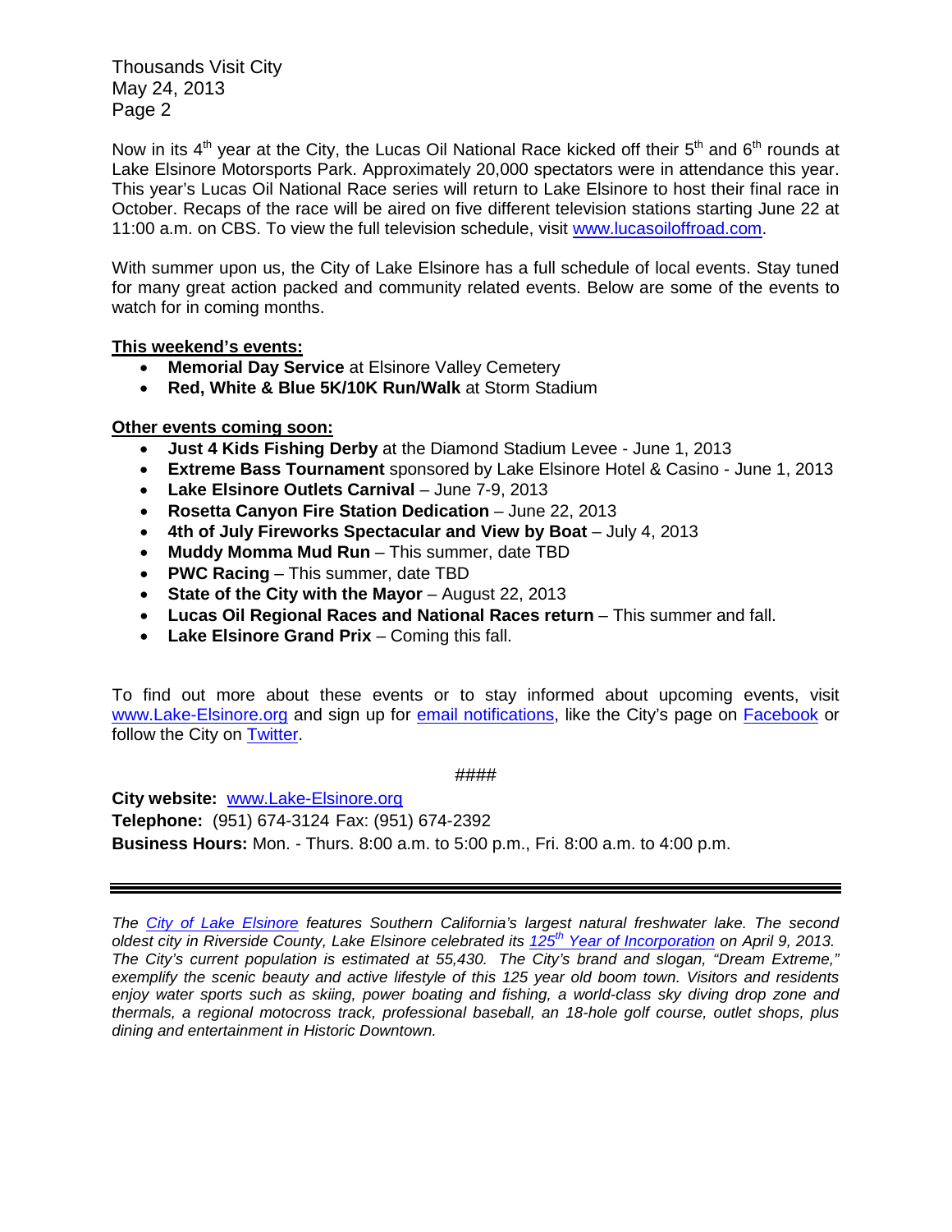Now in its 4th year at the City, the Lucas Oil National Race kicked off their 5th and 6th rounds at Lake Elsinore Motorsports Park. Approximately 20,000 spectators were in attendance this year. This year's Lucas Oil National Race series will return to Lake Elsinore to host their final race in October. Recaps of the race will be aired on five different television stations starting June 22 at 11:00 a.m. on CBS. To view the full television schedule, visit www.lucasoiloffroad.com.

With summer upon us, the City of Lake Elsinore has a full schedule of local events. Stay tuned for many great action packed and community related events. Below are some of the events to watch for in coming months.

**This weekend's events:**

- **Memorial Day Service** at Elsinore Valley Cemetery
- **Red, White & Blue 5K/10K Run/Walk** at Storm Stadium

**Other events coming soon:**

- **Just 4 Kids Fishing Derby** at the Diamond Stadium Levee - June 1, 2013
- **Extreme Bass Tournament** sponsored by Lake Elsinore Hotel & Casino - June 1, 2013
- **Lake Elsinore Outlets Carnival** – June 7-9, 2013
- **Rosetta Canyon Fire Station Dedication** – June 22, 2013
- **4th of July Fireworks Spectacular and View by Boat** – July 4, 2013
- **Muddy Momma Mud Run** – This summer, date TBD
- **PWC Racing** – This summer, date TBD
- **State of the City with the Mayor** – August 22, 2013
- **Lucas Oil Regional Races and National Races return** – This summer and fall.
- **Lake Elsinore Grand Prix** – Coming this fall.

To find out more about these events or to stay informed about upcoming events, visit www.Lake-Elsinore.org and sign up for email notifications, like the City's page on Facebook or follow the City on Twitter.

####

**City website:** www.Lake-Elsinore.org
**Telephone:** (951) 674-3124 Fax: (951) 674-2392
**Business Hours:** Mon. - Thurs. 8:00 a.m. to 5:00 p.m., Fri. 8:00 a.m. to 4:00 p.m.

---

*The City of Lake Elsinore features Southern California's largest natural freshwater lake. The second oldest city in Riverside County, Lake Elsinore celebrated its 125th Year of Incorporation on April 9, 2013. The City's current population is estimated at 55,430. The City's brand and slogan, "Dream Extreme," exemplify the scenic beauty and active lifestyle of this 125 year old boom town. Visitors and residents enjoy water sports such as skiing, power boating and fishing, a world-class sky diving drop zone and thermals, a regional motocross track, professional baseball, an 18-hole golf course, outlet shops, plus dining and entertainment in Historic Downtown.*